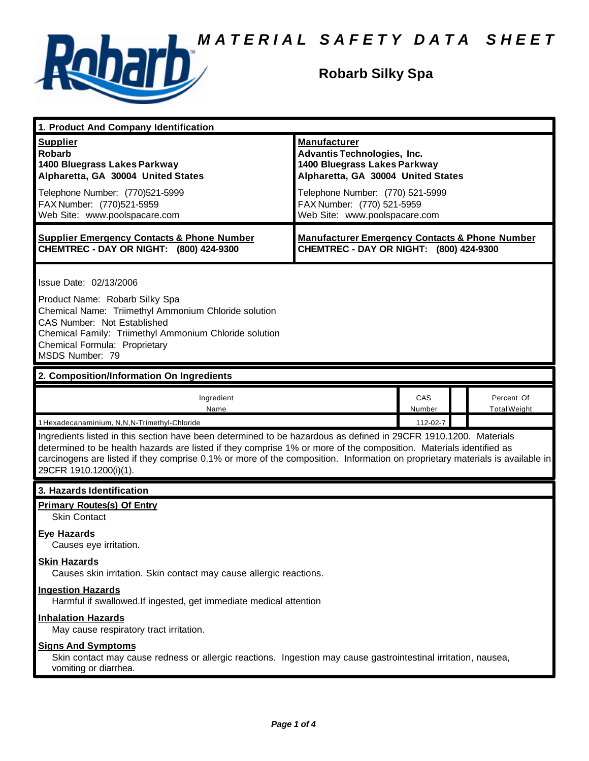# MATERIAL SAFETY DATA SHEET

## Robarb Silky Spa

## 1. Product And Company Identification

| **Supplier** | **Manufacturer** |
|---|---|
| **Robarb**<br>**1400 Bluegrass Lakes Parkway**<br>**Alpharetta, GA 30004 United States** | **Advantis Technologies, Inc.**<br>**1400 Bluegrass Lakes Parkway**<br>**Alpharetta, GA 30004 United States** |
| Telephone Number: (770)521-5999<br>FAX Number: (770)521-5959<br>Web Site: www.poolspacare.com | Telephone Number: (770) 521-5999<br>FAX Number: (770) 521-5959<br>Web Site: www.poolspacare.com |
| **Supplier Emergency Contacts & Phone Number**<br>**CHEMTREC - DAY OR NIGHT: (800) 424-9300** | **Manufacturer Emergency Contacts & Phone Number**<br>**CHEMTREC - DAY OR NIGHT: (800) 424-9300** |

Issue Date: 02/13/2006

Product Name: Robarb Silky Spa
Chemical Name: Triimethyl Ammonium Chloride solution
CAS Number: Not Established
Chemical Family: Triimethyl Ammonium Chloride solution
Chemical Formula: Proprietary
MSDS Number: 79

## 2. Composition/Information On Ingredients

| Ingredient Name | CAS Number | | Percent Of Total Weight |
|---|---|---|---|
| 1Hexadecanaminium, N,N,N-Trimethyl-Chloride | 112-02-7 | | |

Ingredients listed in this section have been determined to be hazardous as defined in 29CFR 1910.1200. Materials determined to be health hazards are listed if they comprise 1% or more of the composition. Materials identified as carcinogens are listed if they comprise 0.1% or more of the composition. Information on proprietary materials is available in 29CFR 1910.1200(i)(1).

## 3. Hazards Identification

**Primary Routes(s) Of Entry**

Skin Contact

**Eye Hazards**

Causes eye irritation.

**Skin Hazards**

Causes skin irritation. Skin contact may cause allergic reactions.

**Ingestion Hazards**

Harmful if swallowed.If ingested, get immediate medical attention

**Inhalation Hazards**

May cause respiratory tract irritation.

**Signs And Symptoms**

Skin contact may cause redness or allergic reactions. Ingestion may cause gastrointestinal irritation, nausea, vomiting or diarrhea.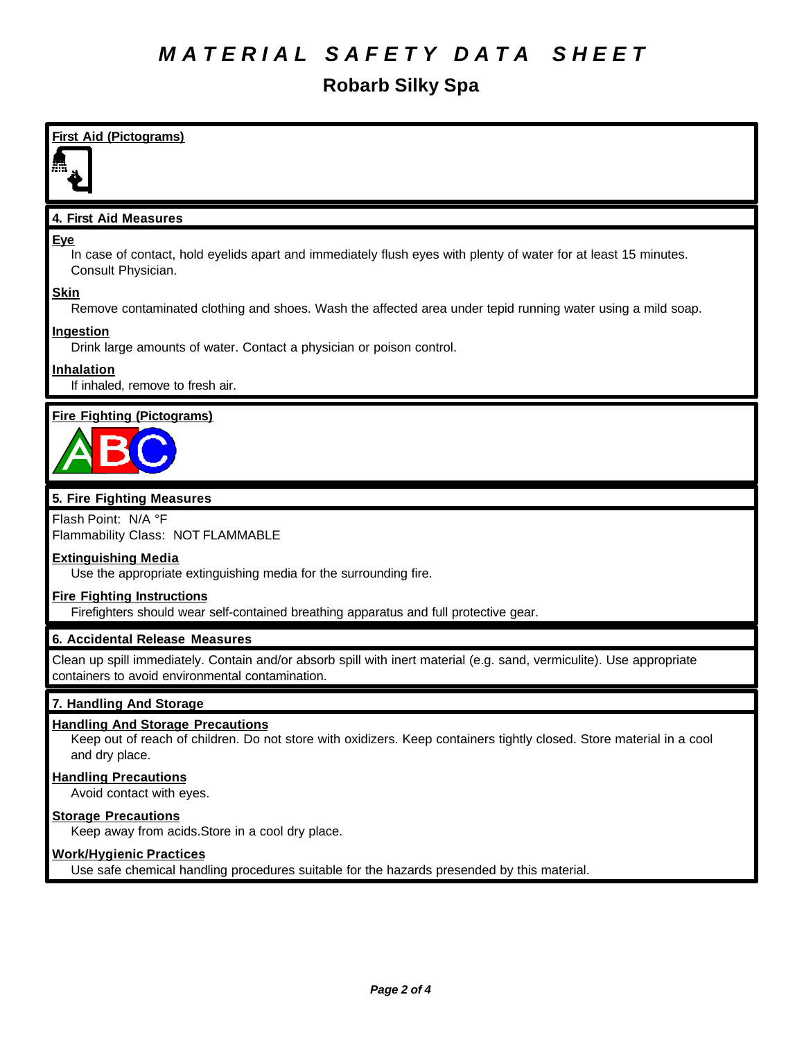# MATERIAL SAFETY DATA SHEET

## Robarb Silky Spa

### First Aid (Pictograms)

### 4. First Aid Measures

**Eye**

In case of contact, hold eyelids apart and immediately flush eyes with plenty of water for at least 15 minutes. Consult Physician.

**Skin**

Remove contaminated clothing and shoes. Wash the affected area under tepid running water using a mild soap.

**Ingestion**

Drink large amounts of water. Contact a physician or poison control.

**Inhalation**

If inhaled, remove to fresh air.

### Fire Fighting (Pictograms)

### 5. Fire Fighting Measures

Flash Point: N/A °F
Flammability Class: NOT FLAMMABLE

**Extinguishing Media**

Use the appropriate extinguishing media for the surrounding fire.

**Fire Fighting Instructions**

Firefighters should wear self-contained breathing apparatus and full protective gear.

### 6. Accidental Release Measures

Clean up spill immediately. Contain and/or absorb spill with inert material (e.g. sand, vermiculite). Use appropriate containers to avoid environmental contamination.

### 7. Handling And Storage

**Handling And Storage Precautions**

Keep out of reach of children. Do not store with oxidizers. Keep containers tightly closed. Store material in a cool and dry place.

**Handling Precautions**

Avoid contact with eyes.

**Storage Precautions**

Keep away from acids.Store in a cool dry place.

**Work/Hygienic Practices**

Use safe chemical handling procedures suitable for the hazards presended by this material.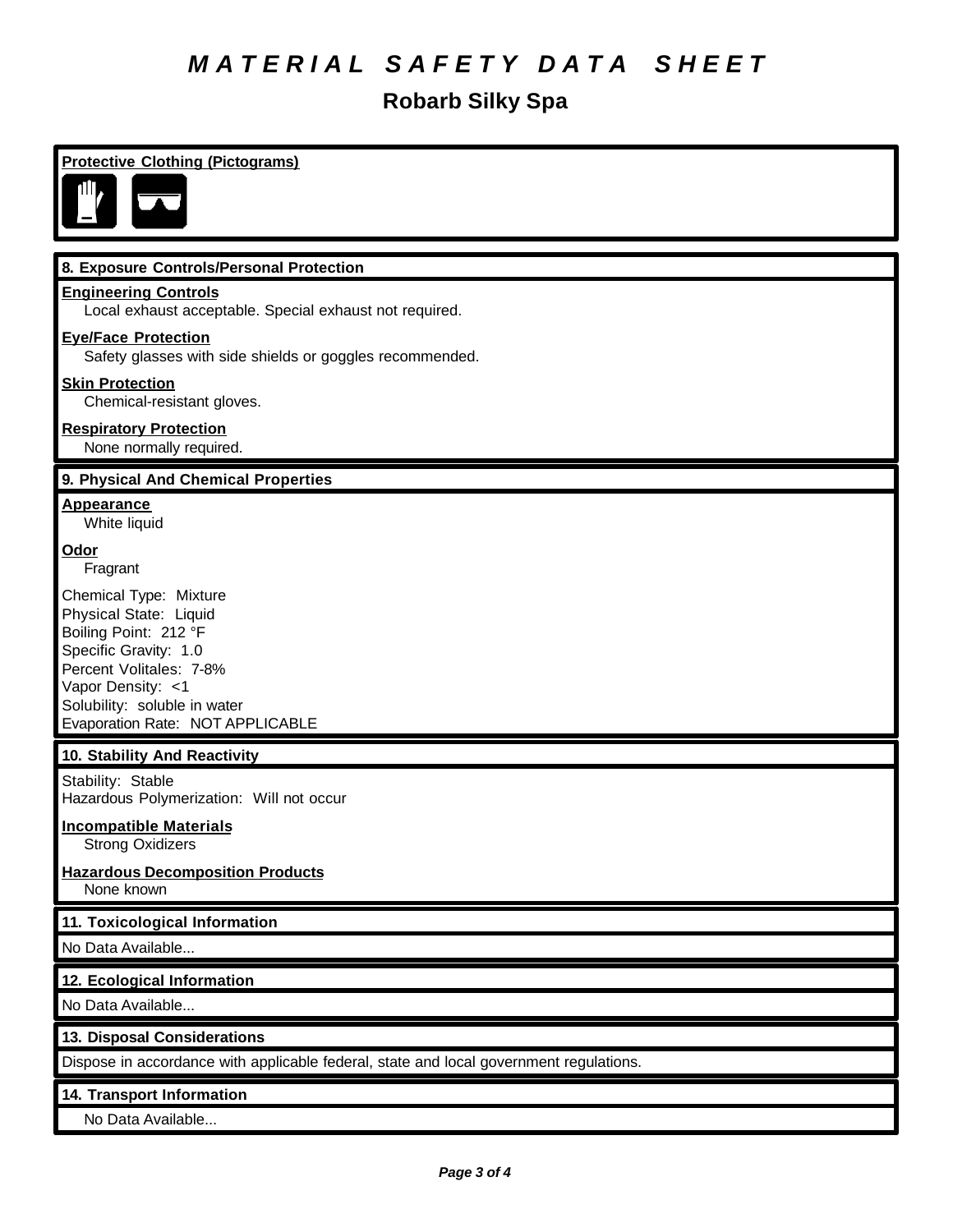# MATERIAL SAFETY DATA SHEET

## Robarb Silky Spa

### Protective Clothing (Pictograms)

### 8. Exposure Controls/Personal Protection

**Engineering Controls**
Local exhaust acceptable. Special exhaust not required.

**Eye/Face Protection**
Safety glasses with side shields or goggles recommended.

**Skin Protection**
Chemical-resistant gloves.

**Respiratory Protection**
None normally required.

### 9. Physical And Chemical Properties

**Appearance**
White liquid

**Odor**
Fragrant

Chemical Type: Mixture
Physical State: Liquid
Boiling Point: 212 °F
Specific Gravity: 1.0
Percent Volitales: 7-8%
Vapor Density: <1
Solubility: soluble in water
Evaporation Rate: NOT APPLICABLE

### 10. Stability And Reactivity

Stability: Stable
Hazardous Polymerization: Will not occur

**Incompatible Materials**
Strong Oxidizers

**Hazardous Decomposition Products**
None known

### 11. Toxicological Information

No Data Available...

### 12. Ecological Information

No Data Available...

### 13. Disposal Considerations

Dispose in accordance with applicable federal, state and local government regulations.

### 14. Transport Information

No Data Available...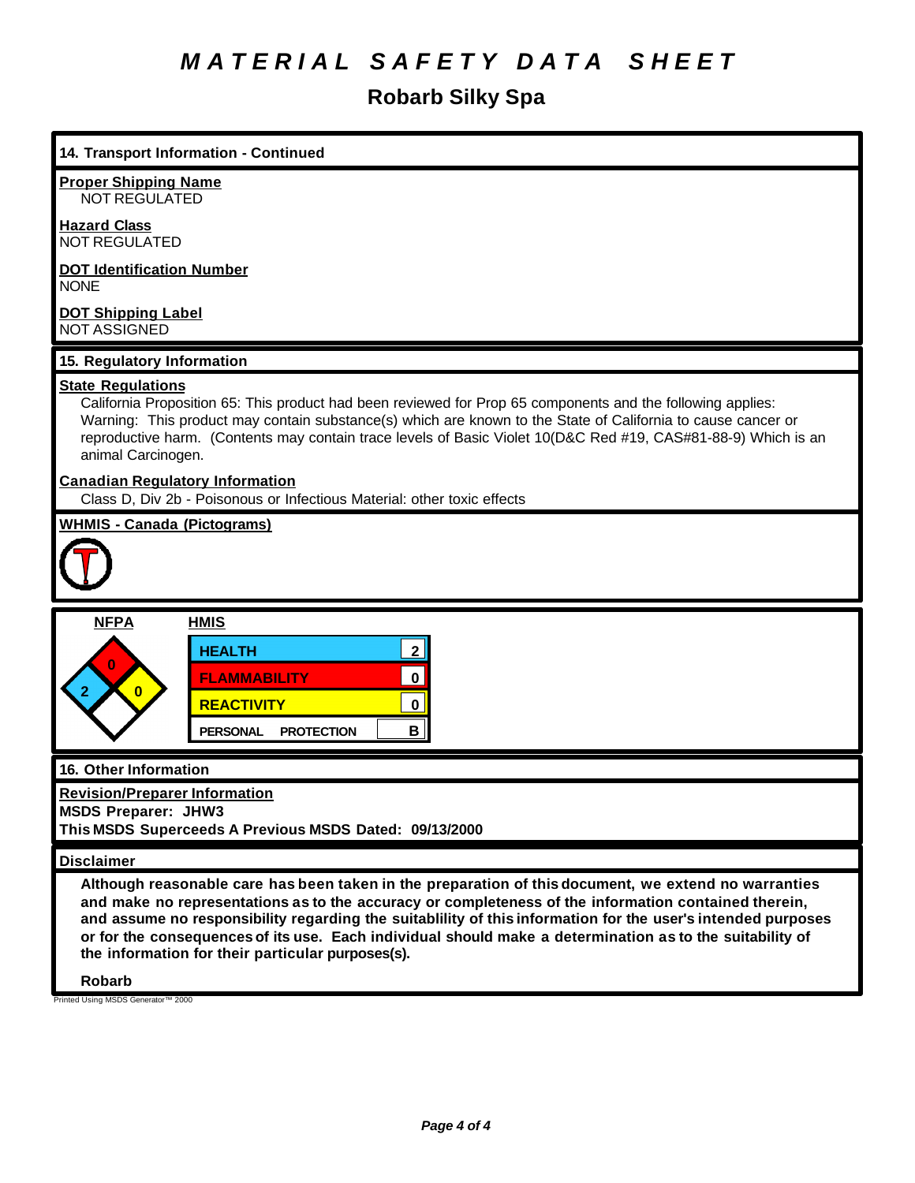# MATERIAL SAFETY DATA SHEET

## Robarb Silky Spa

### 14. Transport Information - Continued

**Proper Shipping Name**
NOT REGULATED

**Hazard Class**
NOT REGULATED

**DOT Identification Number**
NONE

**DOT Shipping Label**
NOT ASSIGNED

### 15. Regulatory Information

**State Regulations**
California Proposition 65: This product had been reviewed for Prop 65 components and the following applies: Warning: This product may contain substance(s) which are known to the State of California to cause cancer or reproductive harm. (Contents may contain trace levels of Basic Violet 10(D&C Red #19, CAS#81-88-9) Which is an animal Carcinogen.

**Canadian Regulatory Information**
Class D, Div 2b - Poisonous or Infectious Material: other toxic effects

**WHMIS - Canada (Pictograms)**

**NFPA**

0
2
0

**HMIS**

| | |
|---|---|
| HEALTH | 2 |
| FLAMMABILITY | 0 |
| REACTIVITY | 0 |
| PERSONAL PROTECTION | B |

### 16. Other Information

**Revision/Preparer Information**
**MSDS Preparer: JHW3**
**This MSDS Superceeds A Previous MSDS Dated: 09/13/2000**

### Disclaimer

**Although reasonable care has been taken in the preparation of this document, we extend no warranties and make no representations as to the accuracy or completeness of the information contained therein, and assume no responsibility regarding the suitablility of this information for the user's intended purposes or for the consequences of its use. Each individual should make a determination as to the suitability of the information for their particular purposes(s).**

**Robarb**

Printed Using MSDS Generator™ 2000